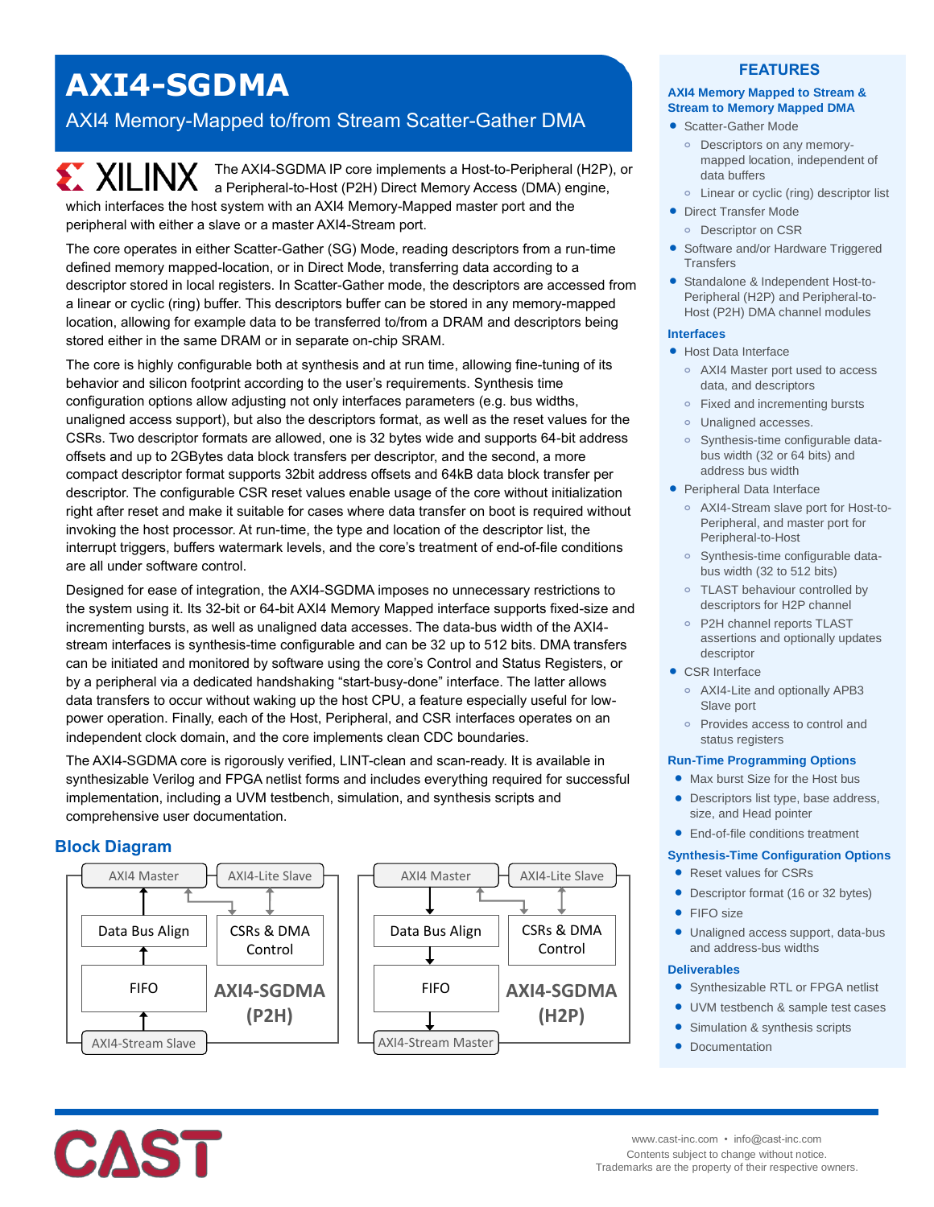# AXI4-SGDMA

## AXI4 Memory-Mapped to/from Stream Scatter-Gather DMA

The AXI4-SGDMA IP core implements a Host-to-Peripheral (H2P), or a Peripheral-to-Host (P2H) Direct Memory Access (DMA) engine, which interfaces the host system with an AXI4 Memory-Mapped master port and the peripheral with either a slave or a master AXI4-Stream port.

The core operates in either Scatter-Gather (SG) Mode, reading descriptors from a run-time defined memory mapped-location, or in Direct Mode, transferring data according to a descriptor stored in local registers. In Scatter-Gather mode, the descriptors are accessed from a linear or cyclic (ring) buffer. This descriptors buffer can be stored in any memory-mapped location, allowing for example data to be transferred to/from a DRAM and descriptors being stored either in the same DRAM or in separate on-chip SRAM.

The core is highly configurable both at synthesis and at run time, allowing fine-tuning of its behavior and silicon footprint according to the user's requirements. Synthesis time configuration options allow adjusting not only interfaces parameters (e.g. bus widths, unaligned access support), but also the descriptors format, as well as the reset values for the CSRs. Two descriptor formats are allowed, one is 32 bytes wide and supports 64-bit address offsets and up to 2GBytes data block transfers per descriptor, and the second, a more compact descriptor format supports 32bit address offsets and 64kB data block transfer per descriptor. The configurable CSR reset values enable usage of the core without initialization right after reset and make it suitable for cases where data transfer on boot is required without invoking the host processor. At run-time, the type and location of the descriptor list, the interrupt triggers, buffers watermark levels, and the core's treatment of end-of-file conditions are all under software control.

Designed for ease of integration, the AXI4-SGDMA imposes no unnecessary restrictions to the system using it. Its 32-bit or 64-bit AXI4 Memory Mapped interface supports fixed-size and incrementing bursts, as well as unaligned data accesses. The data-bus width of the AXI4-stream interfaces is synthesis-time configurable and can be 32 up to 512 bits. DMA transfers can be initiated and monitored by software using the core's Control and Status Registers, or by a peripheral via a dedicated handshaking "start-busy-done" interface. The latter allows data transfers to occur without waking up the host CPU, a feature especially useful for low-power operation. Finally, each of the Host, Peripheral, and CSR interfaces operates on an independent clock domain, and the core implements clean CDC boundaries.

The AXI4-SGDMA core is rigorously verified, LINT-clean and scan-ready. It is available in synthesizable Verilog and FPGA netlist forms and includes everything required for successful implementation, including a UVM testbench, simulation, and synthesis scripts and comprehensive user documentation.

## Block Diagram

AXI4-SGDMA (P2H): AXI4 Master, AXI4-Lite Slave, Data Bus Align, CSRs & DMA Control, FIFO, AXI4-Stream Slave

AXI4-SGDMA (H2P): AXI4 Master, AXI4-Lite Slave, Data Bus Align, CSRs & DMA Control, FIFO, AXI4-Stream Master

## FEATURES

### AXI4 Memory Mapped to Stream & Stream to Memory Mapped DMA

- Scatter-Gather Mode
  - Descriptors on any memory-mapped location, independent of data buffers
  - Linear or cyclic (ring) descriptor list
- Direct Transfer Mode
  - Descriptor on CSR
- Software and/or Hardware Triggered Transfers
- Standalone & Independent Host-to-Peripheral (H2P) and Peripheral-to-Host (P2H) DMA channel modules

### Interfaces

- Host Data Interface
  - AXI4 Master port used to access data, and descriptors
  - Fixed and incrementing bursts
  - Unaligned accesses.
  - Synthesis-time configurable data-bus width (32 or 64 bits) and address bus width
- Peripheral Data Interface
  - AXI4-Stream slave port for Host-to-Peripheral, and master port for Peripheral-to-Host
  - Synthesis-time configurable data-bus width (32 to 512 bits)
  - TLAST behaviour controlled by descriptors for H2P channel
  - P2H channel reports TLAST assertions and optionally updates descriptor
- CSR Interface
  - AXI4-Lite and optionally APB3 Slave port
  - Provides access to control and status registers

### Run-Time Programming Options

- Max burst Size for the Host bus
- Descriptors list type, base address, size, and Head pointer
- End-of-file conditions treatment

### Synthesis-Time Configuration Options

- Reset values for CSRs
- Descriptor format (16 or 32 bytes)
- FIFO size
- Unaligned access support, data-bus and address-bus widths

### Deliverables

- Synthesizable RTL or FPGA netlist
- UVM testbench & sample test cases
- Simulation & synthesis scripts
- Documentation

www.cast-inc.com • info@cast-inc.com
Contents subject to change without notice.
Trademarks are the property of their respective owners.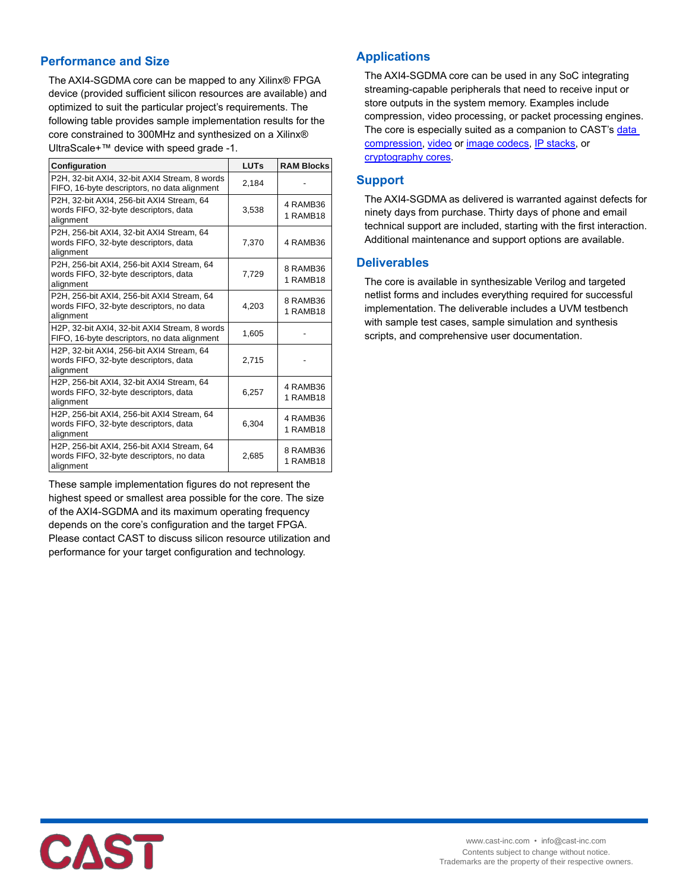## Performance and Size

The AXI4-SGDMA core can be mapped to any Xilinx® FPGA device (provided sufficient silicon resources are available) and optimized to suit the particular project's requirements. The following table provides sample implementation results for the core constrained to 300MHz and synthesized on a Xilinx® UltraScale+™ device with speed grade -1.

| Configuration | LUTs | RAM Blocks |
|---|---|---|
| P2H, 32-bit AXI4, 32-bit AXI4 Stream, 8 words FIFO, 16-byte descriptors, no data alignment | 2,184 | - |
| P2H, 32-bit AXI4, 256-bit AXI4 Stream, 64 words FIFO, 32-byte descriptors, data alignment | 3,538 | 4 RAMB36<br>1 RAMB18 |
| P2H, 256-bit AXI4, 32-bit AXI4 Stream, 64 words FIFO, 32-byte descriptors, data alignment | 7,370 | 4 RAMB36 |
| P2H, 256-bit AXI4, 256-bit AXI4 Stream, 64 words FIFO, 32-byte descriptors, data alignment | 7,729 | 8 RAMB36<br>1 RAMB18 |
| P2H, 256-bit AXI4, 256-bit AXI4 Stream, 64 words FIFO, 32-byte descriptors, no data alignment | 4,203 | 8 RAMB36<br>1 RAMB18 |
| H2P, 32-bit AXI4, 32-bit AXI4 Stream, 8 words FIFO, 16-byte descriptors, no data alignment | 1,605 | - |
| H2P, 32-bit AXI4, 256-bit AXI4 Stream, 64 words FIFO, 32-byte descriptors, data alignment | 2,715 | - |
| H2P, 256-bit AXI4, 32-bit AXI4 Stream, 64 words FIFO, 32-byte descriptors, data alignment | 6,257 | 4 RAMB36<br>1 RAMB18 |
| H2P, 256-bit AXI4, 256-bit AXI4 Stream, 64 words FIFO, 32-byte descriptors, data alignment | 6,304 | 4 RAMB36<br>1 RAMB18 |
| H2P, 256-bit AXI4, 256-bit AXI4 Stream, 64 words FIFO, 32-byte descriptors, no data alignment | 2,685 | 8 RAMB36<br>1 RAMB18 |

These sample implementation figures do not represent the highest speed or smallest area possible for the core. The size of the AXI4-SGDMA and its maximum operating frequency depends on the core's configuration and the target FPGA. Please contact CAST to discuss silicon resource utilization and performance for your target configuration and technology.

## Applications

The AXI4-SGDMA core can be used in any SoC integrating streaming-capable peripherals that need to receive input or store outputs in the system memory. Examples include compression, video processing, or packet processing engines. The core is especially suited as a companion to CAST's data compression, video or image codecs, IP stacks, or cryptography cores.

## Support

The AXI4-SGDMA as delivered is warranted against defects for ninety days from purchase. Thirty days of phone and email technical support are included, starting with the first interaction. Additional maintenance and support options are available.

## Deliverables

The core is available in synthesizable Verilog and targeted netlist forms and includes everything required for successful implementation. The deliverable includes a UVM testbench with sample test cases, sample simulation and synthesis scripts, and comprehensive user documentation.